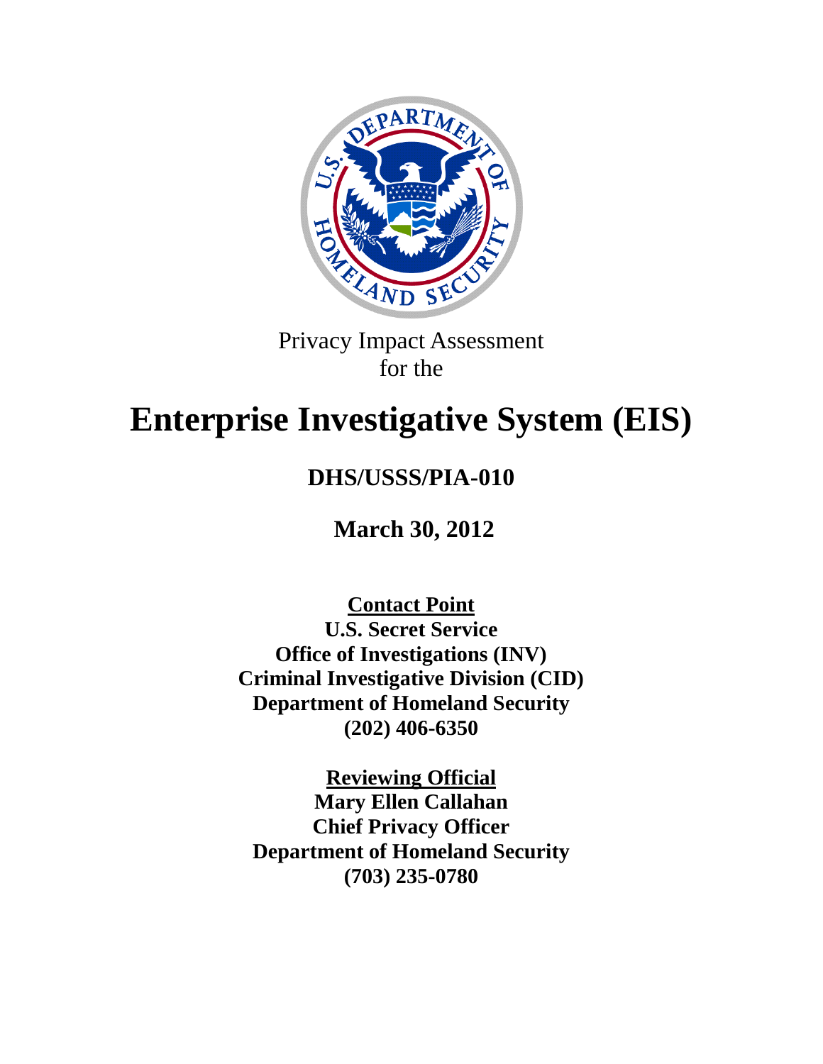Privacy Impact Assessment
for the

# Enterprise Investigative System (EIS)

## DHS/USSS/PIA-010

**March 30, 2012**

**Contact Point**
**U.S. Secret Service**
**Office of Investigations (INV)**
**Criminal Investigative Division (CID)**
**Department of Homeland Security**
**(202) 406-6350**

**Reviewing Official**
**Mary Ellen Callahan**
**Chief Privacy Officer**
**Department of Homeland Security**
**(703) 235-0780**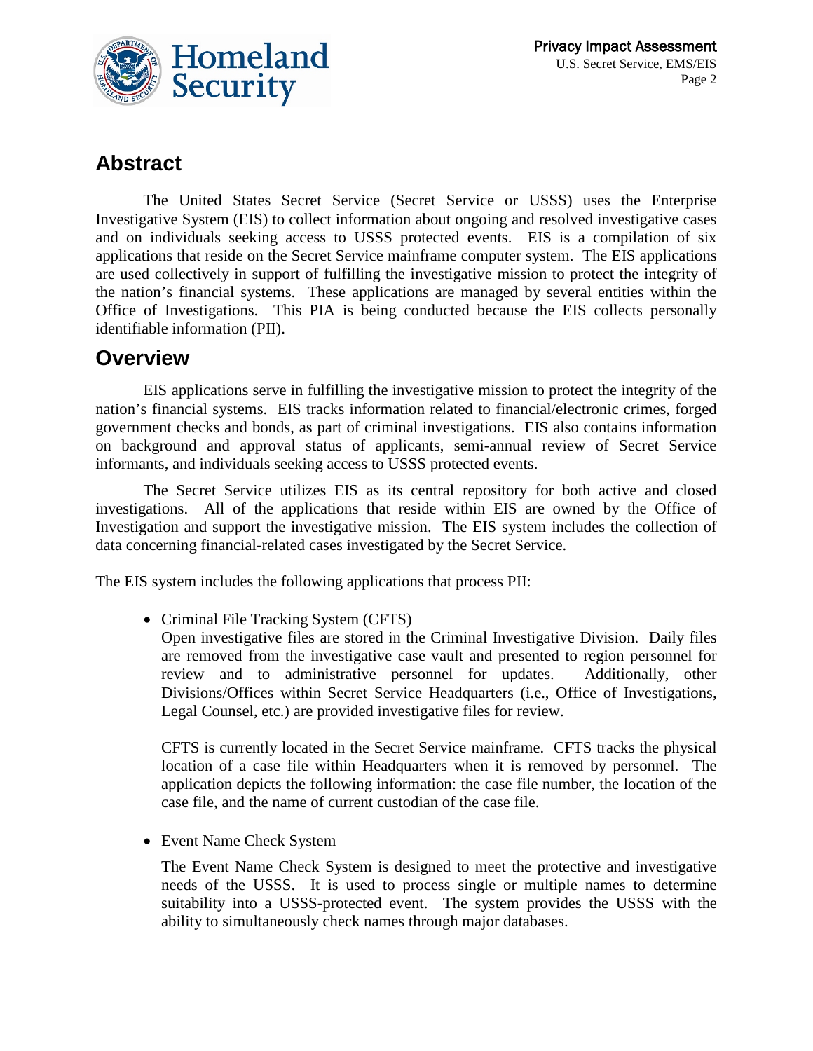## Abstract

The United States Secret Service (Secret Service or USSS) uses the Enterprise Investigative System (EIS) to collect information about ongoing and resolved investigative cases and on individuals seeking access to USSS protected events. EIS is a compilation of six applications that reside on the Secret Service mainframe computer system. The EIS applications are used collectively in support of fulfilling the investigative mission to protect the integrity of the nation's financial systems. These applications are managed by several entities within the Office of Investigations. This PIA is being conducted because the EIS collects personally identifiable information (PII).

## Overview

EIS applications serve in fulfilling the investigative mission to protect the integrity of the nation's financial systems. EIS tracks information related to financial/electronic crimes, forged government checks and bonds, as part of criminal investigations. EIS also contains information on background and approval status of applicants, semi-annual review of Secret Service informants, and individuals seeking access to USSS protected events.

The Secret Service utilizes EIS as its central repository for both active and closed investigations. All of the applications that reside within EIS are owned by the Office of Investigation and support the investigative mission. The EIS system includes the collection of data concerning financial-related cases investigated by the Secret Service.

The EIS system includes the following applications that process PII:

- Criminal File Tracking System (CFTS)

  Open investigative files are stored in the Criminal Investigative Division. Daily files are removed from the investigative case vault and presented to region personnel for review and to administrative personnel for updates. Additionally, other Divisions/Offices within Secret Service Headquarters (i.e., Office of Investigations, Legal Counsel, etc.) are provided investigative files for review.

  CFTS is currently located in the Secret Service mainframe. CFTS tracks the physical location of a case file within Headquarters when it is removed by personnel. The application depicts the following information: the case file number, the location of the case file, and the name of current custodian of the case file.

- Event Name Check System

  The Event Name Check System is designed to meet the protective and investigative needs of the USSS. It is used to process single or multiple names to determine suitability into a USSS-protected event. The system provides the USSS with the ability to simultaneously check names through major databases.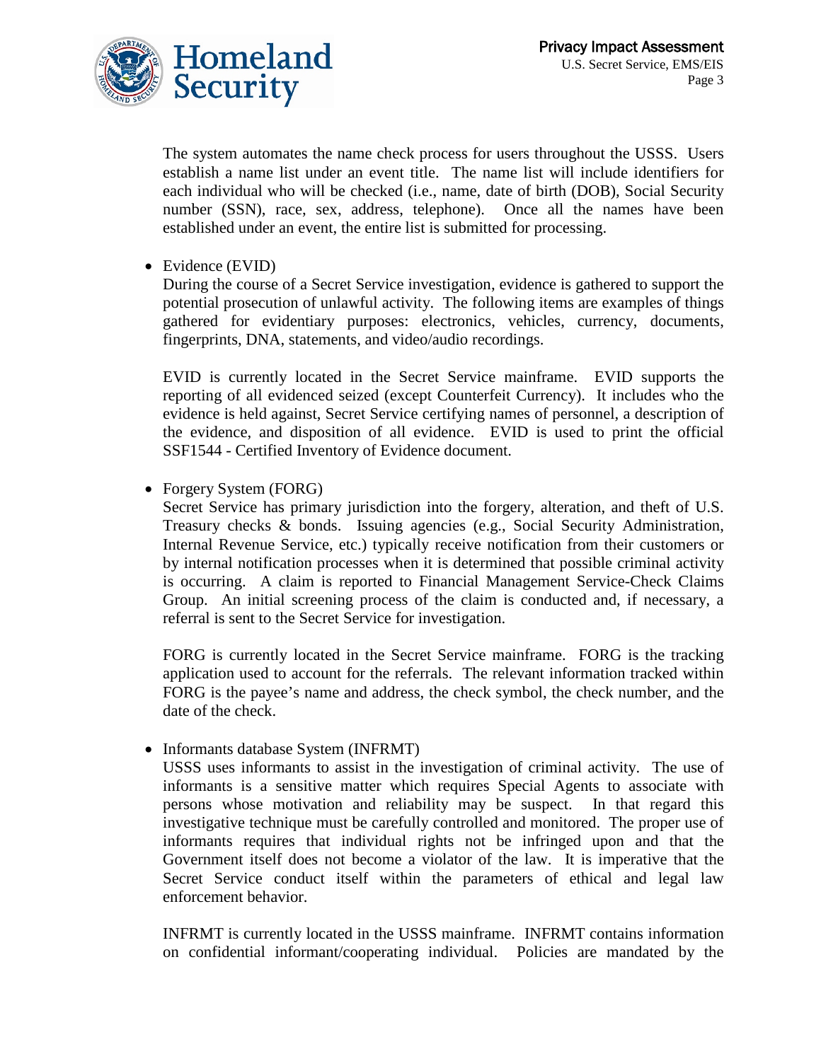The system automates the name check process for users throughout the USSS. Users establish a name list under an event title. The name list will include identifiers for each individual who will be checked (i.e., name, date of birth (DOB), Social Security number (SSN), race, sex, address, telephone). Once all the names have been established under an event, the entire list is submitted for processing.

- Evidence (EVID)

  During the course of a Secret Service investigation, evidence is gathered to support the potential prosecution of unlawful activity. The following items are examples of things gathered for evidentiary purposes: electronics, vehicles, currency, documents, fingerprints, DNA, statements, and video/audio recordings.

  EVID is currently located in the Secret Service mainframe. EVID supports the reporting of all evidenced seized (except Counterfeit Currency). It includes who the evidence is held against, Secret Service certifying names of personnel, a description of the evidence, and disposition of all evidence. EVID is used to print the official SSF1544 - Certified Inventory of Evidence document.

- Forgery System (FORG)

  Secret Service has primary jurisdiction into the forgery, alteration, and theft of U.S. Treasury checks & bonds. Issuing agencies (e.g., Social Security Administration, Internal Revenue Service, etc.) typically receive notification from their customers or by internal notification processes when it is determined that possible criminal activity is occurring. A claim is reported to Financial Management Service-Check Claims Group. An initial screening process of the claim is conducted and, if necessary, a referral is sent to the Secret Service for investigation.

  FORG is currently located in the Secret Service mainframe. FORG is the tracking application used to account for the referrals. The relevant information tracked within FORG is the payee's name and address, the check symbol, the check number, and the date of the check.

- Informants database System (INFRMT)

  USSS uses informants to assist in the investigation of criminal activity. The use of informants is a sensitive matter which requires Special Agents to associate with persons whose motivation and reliability may be suspect. In that regard this investigative technique must be carefully controlled and monitored. The proper use of informants requires that individual rights not be infringed upon and that the Government itself does not become a violator of the law. It is imperative that the Secret Service conduct itself within the parameters of ethical and legal law enforcement behavior.

  INFRMT is currently located in the USSS mainframe. INFRMT contains information on confidential informant/cooperating individual. Policies are mandated by the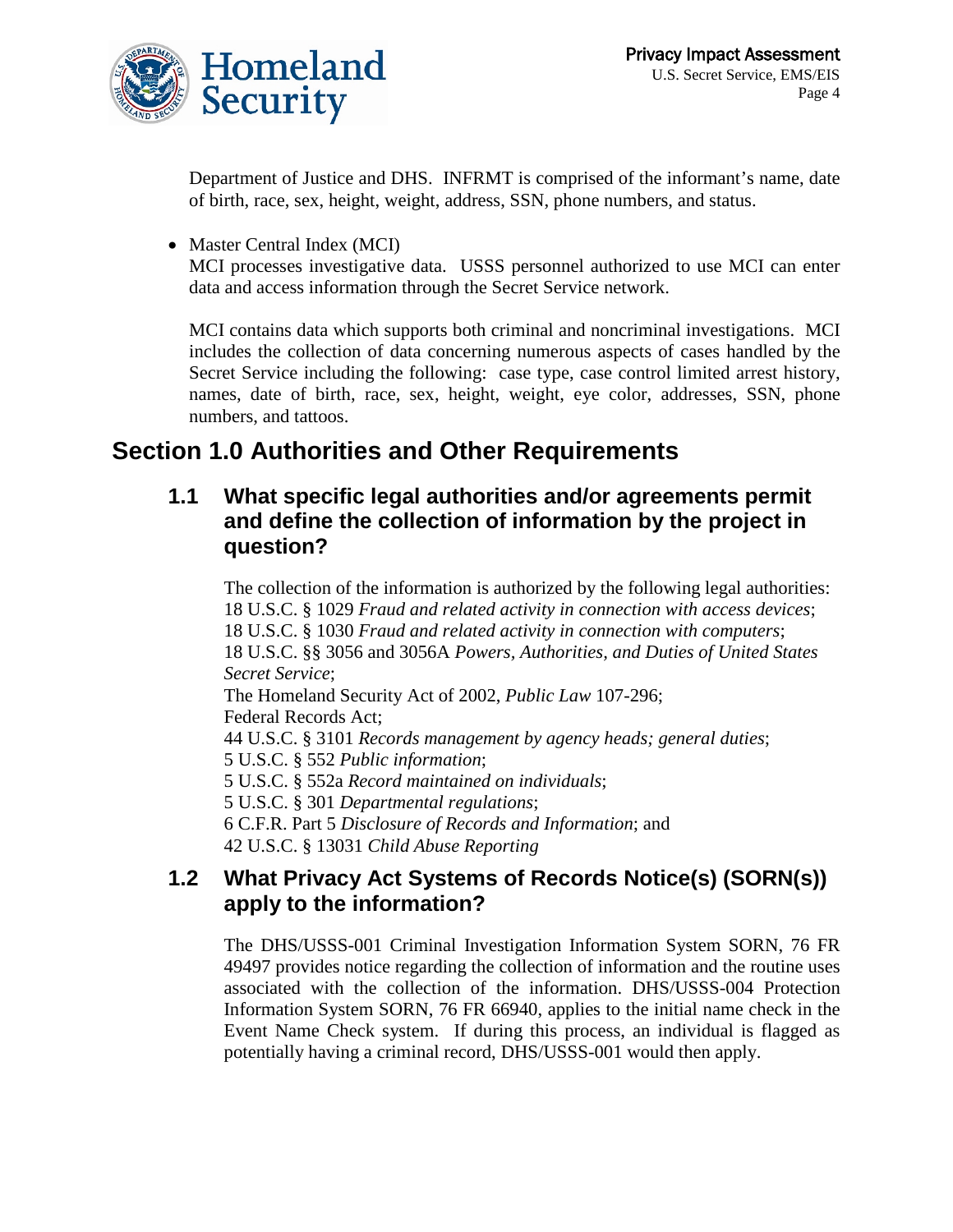Department of Justice and DHS. INFRMT is comprised of the informant's name, date of birth, race, sex, height, weight, address, SSN, phone numbers, and status.

- Master Central Index (MCI)
  MCI processes investigative data. USSS personnel authorized to use MCI can enter data and access information through the Secret Service network.

  MCI contains data which supports both criminal and noncriminal investigations. MCI includes the collection of data concerning numerous aspects of cases handled by the Secret Service including the following: case type, case control limited arrest history, names, date of birth, race, sex, height, weight, eye color, addresses, SSN, phone numbers, and tattoos.

# Section 1.0 Authorities and Other Requirements

## 1.1 What specific legal authorities and/or agreements permit and define the collection of information by the project in question?

The collection of the information is authorized by the following legal authorities:
18 U.S.C. § 1029 *Fraud and related activity in connection with access devices*;
18 U.S.C. § 1030 *Fraud and related activity in connection with computers*;
18 U.S.C. §§ 3056 and 3056A *Powers, Authorities, and Duties of United States Secret Service*;
The Homeland Security Act of 2002, *Public Law* 107-296;
Federal Records Act;
44 U.S.C. § 3101 *Records management by agency heads; general duties*;
5 U.S.C. § 552 *Public information*;
5 U.S.C. § 552a *Record maintained on individuals*;
5 U.S.C. § 301 *Departmental regulations*;
6 C.F.R. Part 5 *Disclosure of Records and Information*; and
42 U.S.C. § 13031 *Child Abuse Reporting*

## 1.2 What Privacy Act Systems of Records Notice(s) (SORN(s)) apply to the information?

The DHS/USSS-001 Criminal Investigation Information System SORN, 76 FR 49497 provides notice regarding the collection of information and the routine uses associated with the collection of the information. DHS/USSS-004 Protection Information System SORN, 76 FR 66940, applies to the initial name check in the Event Name Check system. If during this process, an individual is flagged as potentially having a criminal record, DHS/USSS-001 would then apply.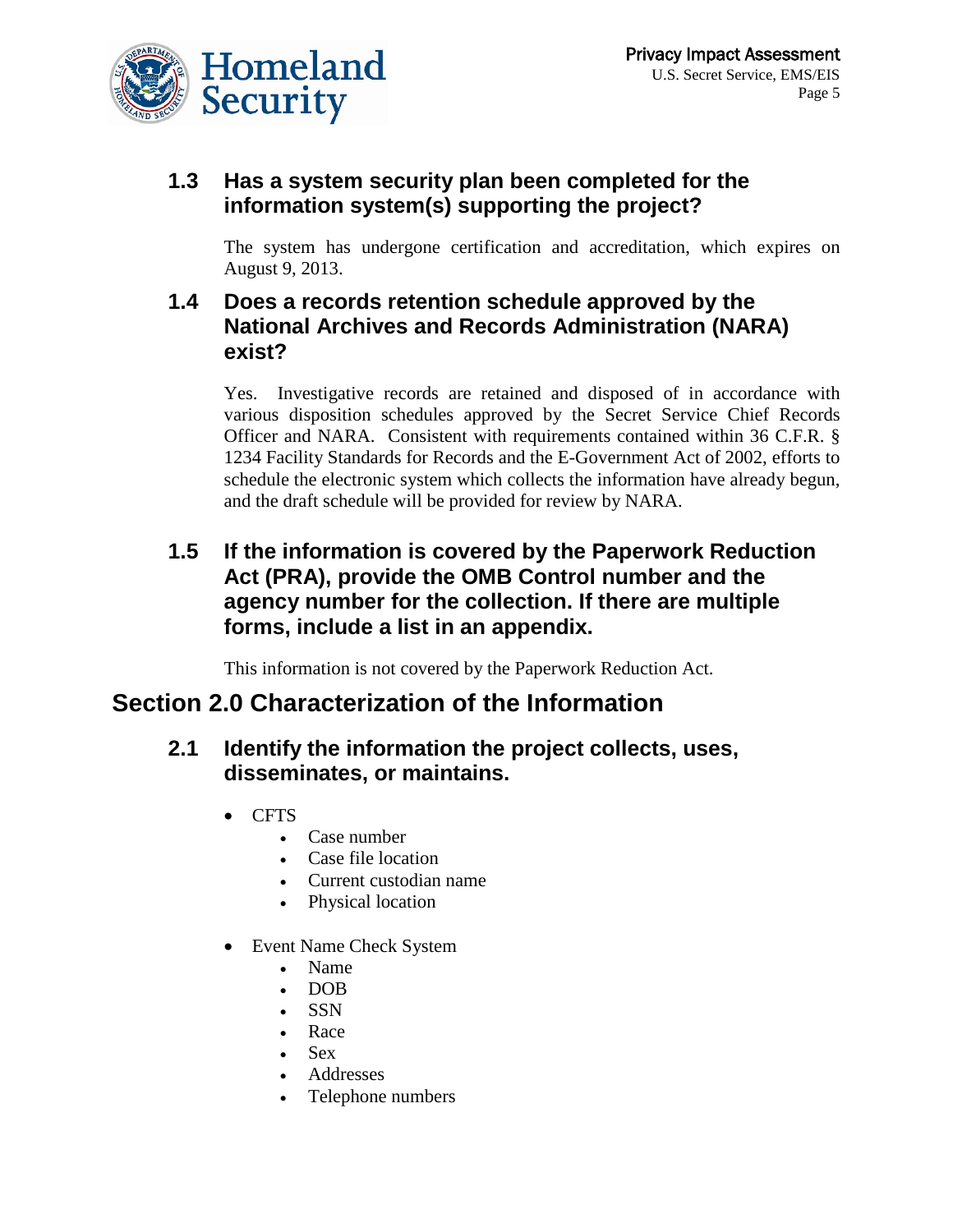### 1.3 Has a system security plan been completed for the information system(s) supporting the project?

The system has undergone certification and accreditation, which expires on August 9, 2013.

### 1.4 Does a records retention schedule approved by the National Archives and Records Administration (NARA) exist?

Yes. Investigative records are retained and disposed of in accordance with various disposition schedules approved by the Secret Service Chief Records Officer and NARA. Consistent with requirements contained within 36 C.F.R. § 1234 Facility Standards for Records and the E-Government Act of 2002, efforts to schedule the electronic system which collects the information have already begun, and the draft schedule will be provided for review by NARA.

### 1.5 If the information is covered by the Paperwork Reduction Act (PRA), provide the OMB Control number and the agency number for the collection. If there are multiple forms, include a list in an appendix.

This information is not covered by the Paperwork Reduction Act.

## Section 2.0 Characterization of the Information

### 2.1 Identify the information the project collects, uses, disseminates, or maintains.

- CFTS
  - Case number
  - Case file location
  - Current custodian name
  - Physical location

- Event Name Check System
  - Name
  - DOB
  - SSN
  - Race
  - Sex
  - Addresses
  - Telephone numbers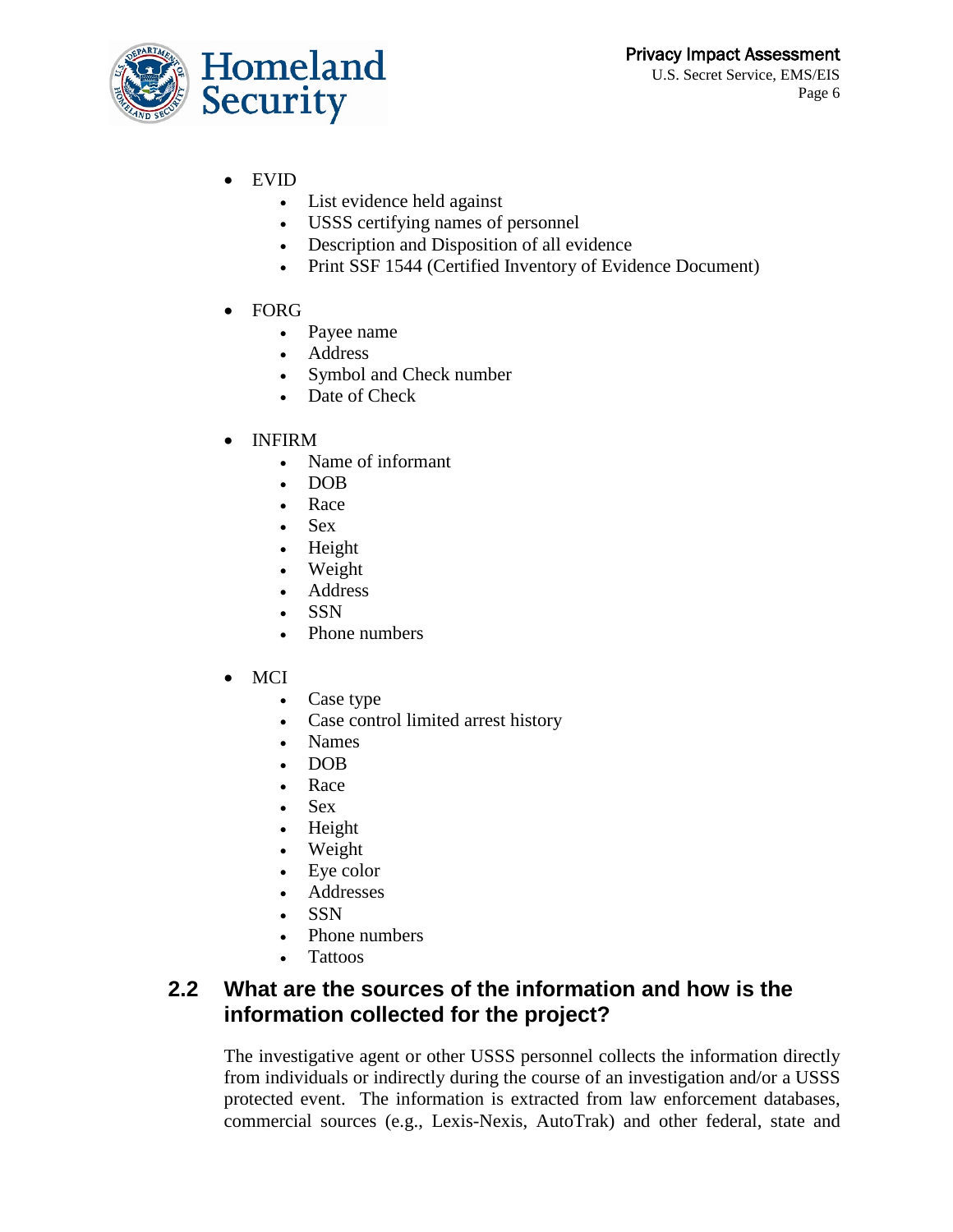- EVID
  - List evidence held against
  - USSS certifying names of personnel
  - Description and Disposition of all evidence
  - Print SSF 1544 (Certified Inventory of Evidence Document)

- FORG
  - Payee name
  - Address
  - Symbol and Check number
  - Date of Check

- INFIRM
  - Name of informant
  - DOB
  - Race
  - Sex
  - Height
  - Weight
  - Address
  - SSN
  - Phone numbers

- MCI
  - Case type
  - Case control limited arrest history
  - Names
  - DOB
  - Race
  - Sex
  - Height
  - Weight
  - Eye color
  - Addresses
  - SSN
  - Phone numbers
  - Tattoos

## 2.2 What are the sources of the information and how is the information collected for the project?

The investigative agent or other USSS personnel collects the information directly from individuals or indirectly during the course of an investigation and/or a USSS protected event. The information is extracted from law enforcement databases, commercial sources (e.g., Lexis-Nexis, AutoTrak) and other federal, state and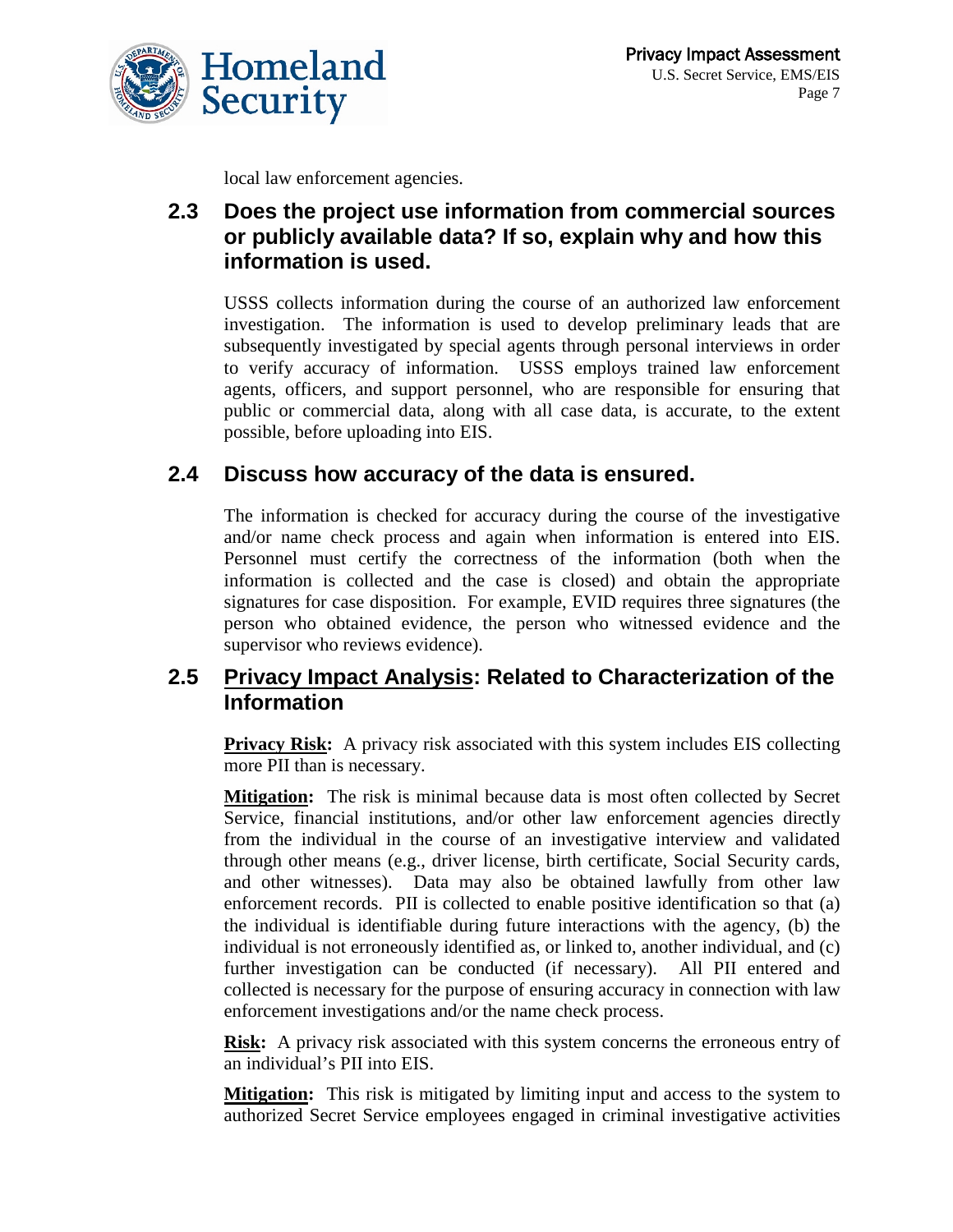local law enforcement agencies.

## 2.3 Does the project use information from commercial sources or publicly available data? If so, explain why and how this information is used.

USSS collects information during the course of an authorized law enforcement investigation. The information is used to develop preliminary leads that are subsequently investigated by special agents through personal interviews in order to verify accuracy of information. USSS employs trained law enforcement agents, officers, and support personnel, who are responsible for ensuring that public or commercial data, along with all case data, is accurate, to the extent possible, before uploading into EIS.

## 2.4 Discuss how accuracy of the data is ensured.

The information is checked for accuracy during the course of the investigative and/or name check process and again when information is entered into EIS. Personnel must certify the correctness of the information (both when the information is collected and the case is closed) and obtain the appropriate signatures for case disposition. For example, EVID requires three signatures (the person who obtained evidence, the person who witnessed evidence and the supervisor who reviews evidence).

## 2.5 Privacy Impact Analysis: Related to Characterization of the Information

**Privacy Risk:** A privacy risk associated with this system includes EIS collecting more PII than is necessary.

**Mitigation:** The risk is minimal because data is most often collected by Secret Service, financial institutions, and/or other law enforcement agencies directly from the individual in the course of an investigative interview and validated through other means (e.g., driver license, birth certificate, Social Security cards, and other witnesses). Data may also be obtained lawfully from other law enforcement records. PII is collected to enable positive identification so that (a) the individual is identifiable during future interactions with the agency, (b) the individual is not erroneously identified as, or linked to, another individual, and (c) further investigation can be conducted (if necessary). All PII entered and collected is necessary for the purpose of ensuring accuracy in connection with law enforcement investigations and/or the name check process.

**Risk:** A privacy risk associated with this system concerns the erroneous entry of an individual's PII into EIS.

**Mitigation:** This risk is mitigated by limiting input and access to the system to authorized Secret Service employees engaged in criminal investigative activities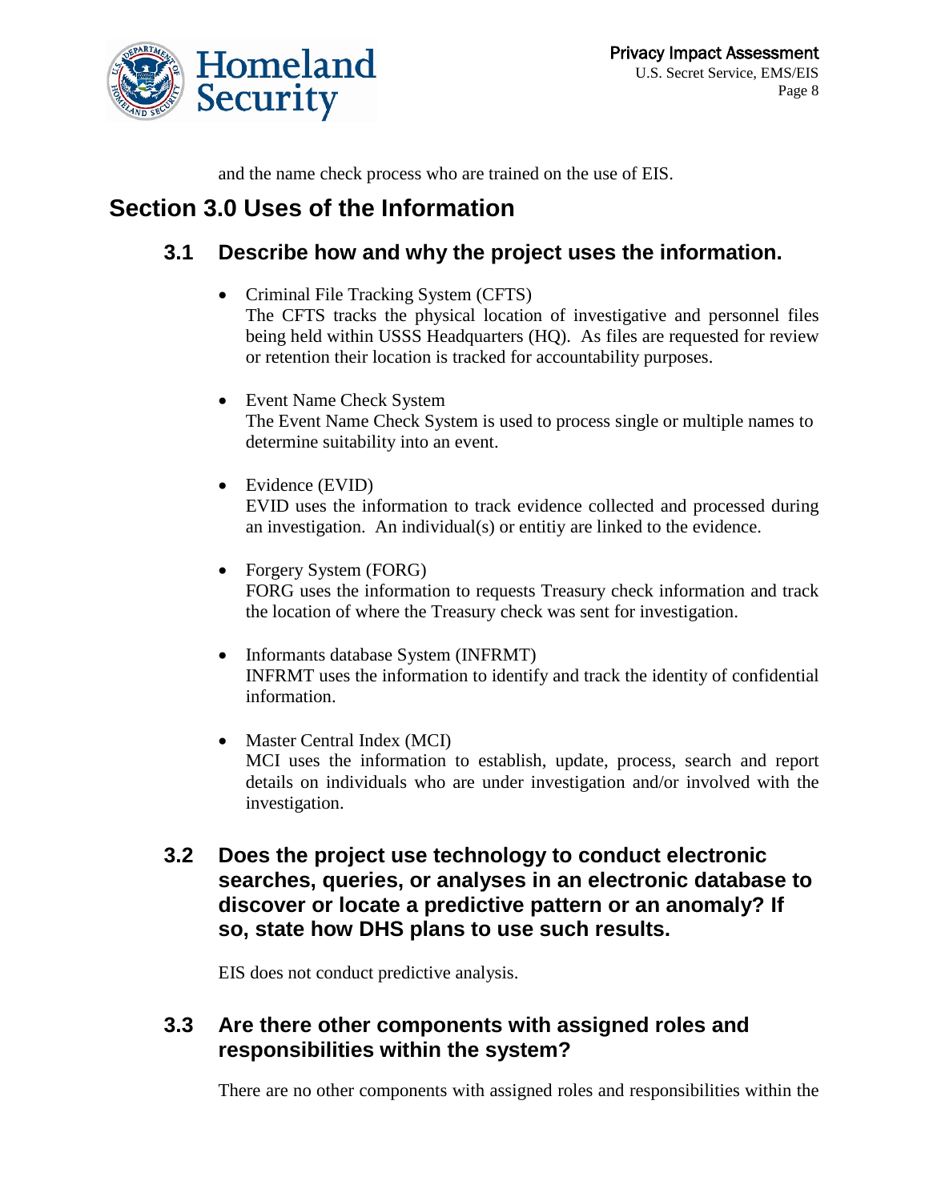and the name check process who are trained on the use of EIS.

## Section 3.0 Uses of the Information

### 3.1 Describe how and why the project uses the information.

- Criminal File Tracking System (CFTS)
  The CFTS tracks the physical location of investigative and personnel files being held within USSS Headquarters (HQ). As files are requested for review or retention their location is tracked for accountability purposes.

- Event Name Check System
  The Event Name Check System is used to process single or multiple names to determine suitability into an event.

- Evidence (EVID)
  EVID uses the information to track evidence collected and processed during an investigation. An individual(s) or entitiy are linked to the evidence.

- Forgery System (FORG)
  FORG uses the information to requests Treasury check information and track the location of where the Treasury check was sent for investigation.

- Informants database System (INFRMT)
  INFRMT uses the information to identify and track the identity of confidential information.

- Master Central Index (MCI)
  MCI uses the information to establish, update, process, search and report details on individuals who are under investigation and/or involved with the investigation.

### 3.2 Does the project use technology to conduct electronic searches, queries, or analyses in an electronic database to discover or locate a predictive pattern or an anomaly? If so, state how DHS plans to use such results.

EIS does not conduct predictive analysis.

### 3.3 Are there other components with assigned roles and responsibilities within the system?

There are no other components with assigned roles and responsibilities within the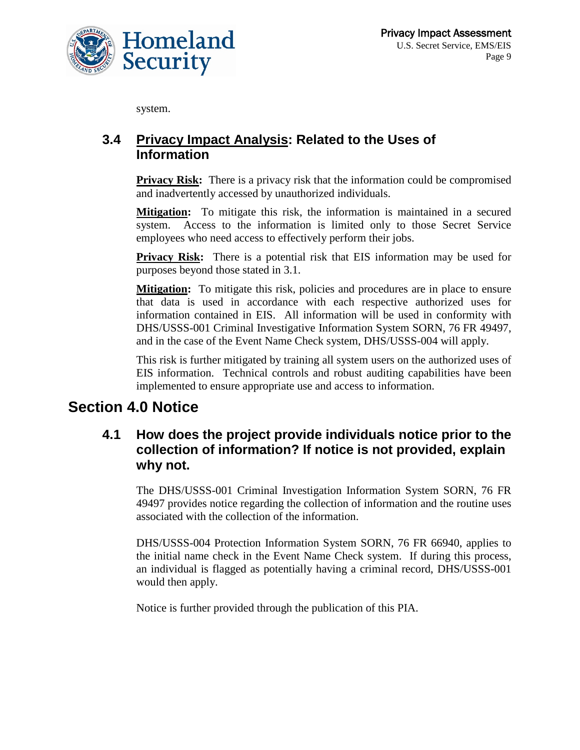system.

### 3.4 Privacy Impact Analysis: Related to the Uses of Information

**Privacy Risk:** There is a privacy risk that the information could be compromised and inadvertently accessed by unauthorized individuals.

**Mitigation:** To mitigate this risk, the information is maintained in a secured system. Access to the information is limited only to those Secret Service employees who need access to effectively perform their jobs.

**Privacy Risk:** There is a potential risk that EIS information may be used for purposes beyond those stated in 3.1.

**Mitigation:** To mitigate this risk, policies and procedures are in place to ensure that data is used in accordance with each respective authorized uses for information contained in EIS. All information will be used in conformity with DHS/USSS-001 Criminal Investigative Information System SORN, 76 FR 49497, and in the case of the Event Name Check system, DHS/USSS-004 will apply.

This risk is further mitigated by training all system users on the authorized uses of EIS information. Technical controls and robust auditing capabilities have been implemented to ensure appropriate use and access to information.

## Section 4.0 Notice

### 4.1 How does the project provide individuals notice prior to the collection of information? If notice is not provided, explain why not.

The DHS/USSS-001 Criminal Investigation Information System SORN, 76 FR 49497 provides notice regarding the collection of information and the routine uses associated with the collection of the information.

DHS/USSS-004 Protection Information System SORN, 76 FR 66940, applies to the initial name check in the Event Name Check system. If during this process, an individual is flagged as potentially having a criminal record, DHS/USSS-001 would then apply.

Notice is further provided through the publication of this PIA.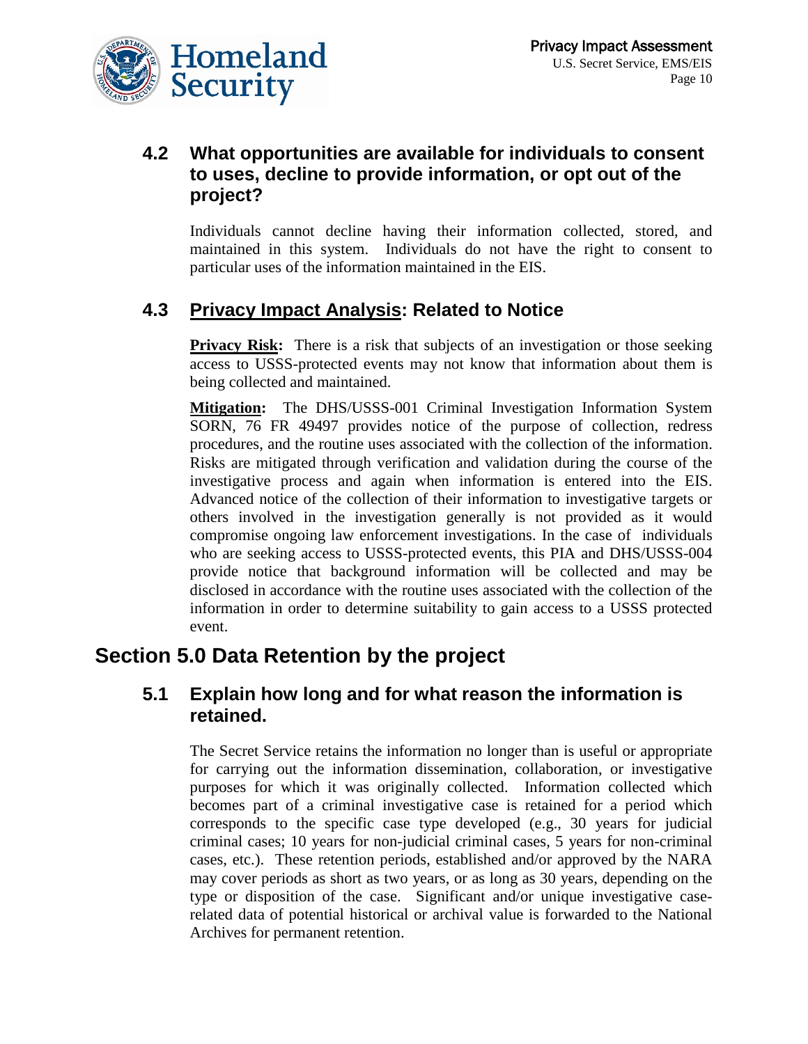### 4.2 What opportunities are available for individuals to consent to uses, decline to provide information, or opt out of the project?

Individuals cannot decline having their information collected, stored, and maintained in this system. Individuals do not have the right to consent to particular uses of the information maintained in the EIS.

### 4.3 Privacy Impact Analysis: Related to Notice

**Privacy Risk:** There is a risk that subjects of an investigation or those seeking access to USSS-protected events may not know that information about them is being collected and maintained.

**Mitigation:** The DHS/USSS-001 Criminal Investigation Information System SORN, 76 FR 49497 provides notice of the purpose of collection, redress procedures, and the routine uses associated with the collection of the information. Risks are mitigated through verification and validation during the course of the investigative process and again when information is entered into the EIS. Advanced notice of the collection of their information to investigative targets or others involved in the investigation generally is not provided as it would compromise ongoing law enforcement investigations. In the case of individuals who are seeking access to USSS-protected events, this PIA and DHS/USSS-004 provide notice that background information will be collected and may be disclosed in accordance with the routine uses associated with the collection of the information in order to determine suitability to gain access to a USSS protected event.

## Section 5.0 Data Retention by the project

### 5.1 Explain how long and for what reason the information is retained.

The Secret Service retains the information no longer than is useful or appropriate for carrying out the information dissemination, collaboration, or investigative purposes for which it was originally collected. Information collected which becomes part of a criminal investigative case is retained for a period which corresponds to the specific case type developed (e.g., 30 years for judicial criminal cases; 10 years for non-judicial criminal cases, 5 years for non-criminal cases, etc.). These retention periods, established and/or approved by the NARA may cover periods as short as two years, or as long as 30 years, depending on the type or disposition of the case. Significant and/or unique investigative case-related data of potential historical or archival value is forwarded to the National Archives for permanent retention.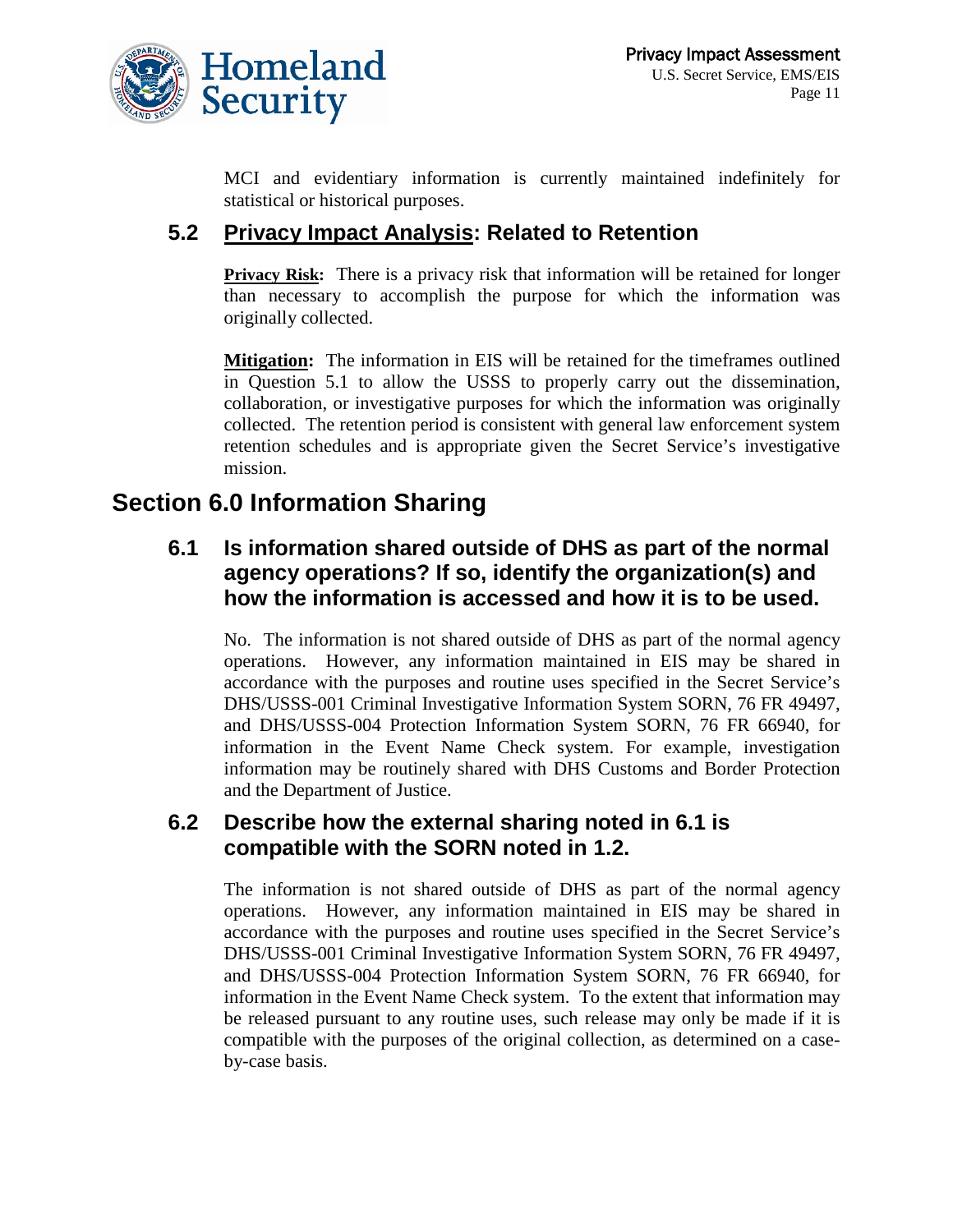MCI and evidentiary information is currently maintained indefinitely for statistical or historical purposes.

### 5.2 Privacy Impact Analysis: Related to Retention

**Privacy Risk:** There is a privacy risk that information will be retained for longer than necessary to accomplish the purpose for which the information was originally collected.

**Mitigation:** The information in EIS will be retained for the timeframes outlined in Question 5.1 to allow the USSS to properly carry out the dissemination, collaboration, or investigative purposes for which the information was originally collected. The retention period is consistent with general law enforcement system retention schedules and is appropriate given the Secret Service's investigative mission.

## Section 6.0 Information Sharing

### 6.1 Is information shared outside of DHS as part of the normal agency operations? If so, identify the organization(s) and how the information is accessed and how it is to be used.

No. The information is not shared outside of DHS as part of the normal agency operations. However, any information maintained in EIS may be shared in accordance with the purposes and routine uses specified in the Secret Service's DHS/USSS-001 Criminal Investigative Information System SORN, 76 FR 49497, and DHS/USSS-004 Protection Information System SORN, 76 FR 66940, for information in the Event Name Check system. For example, investigation information may be routinely shared with DHS Customs and Border Protection and the Department of Justice.

### 6.2 Describe how the external sharing noted in 6.1 is compatible with the SORN noted in 1.2.

The information is not shared outside of DHS as part of the normal agency operations. However, any information maintained in EIS may be shared in accordance with the purposes and routine uses specified in the Secret Service's DHS/USSS-001 Criminal Investigative Information System SORN, 76 FR 49497, and DHS/USSS-004 Protection Information System SORN, 76 FR 66940, for information in the Event Name Check system. To the extent that information may be released pursuant to any routine uses, such release may only be made if it is compatible with the purposes of the original collection, as determined on a case-by-case basis.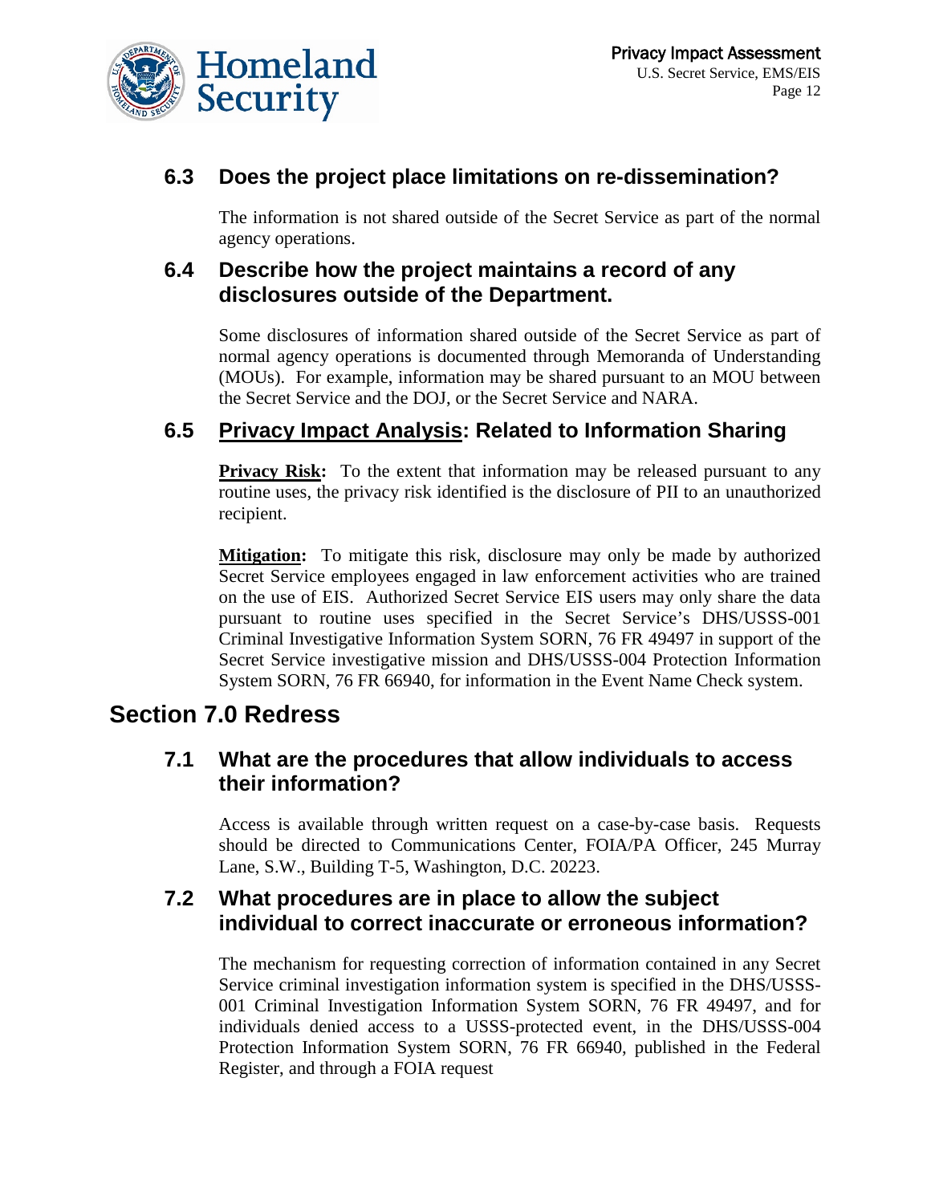### 6.3 Does the project place limitations on re-dissemination?

The information is not shared outside of the Secret Service as part of the normal agency operations.

### 6.4 Describe how the project maintains a record of any disclosures outside of the Department.

Some disclosures of information shared outside of the Secret Service as part of normal agency operations is documented through Memoranda of Understanding (MOUs). For example, information may be shared pursuant to an MOU between the Secret Service and the DOJ, or the Secret Service and NARA.

### 6.5 Privacy Impact Analysis: Related to Information Sharing

**Privacy Risk:** To the extent that information may be released pursuant to any routine uses, the privacy risk identified is the disclosure of PII to an unauthorized recipient.

**Mitigation:** To mitigate this risk, disclosure may only be made by authorized Secret Service employees engaged in law enforcement activities who are trained on the use of EIS. Authorized Secret Service EIS users may only share the data pursuant to routine uses specified in the Secret Service's DHS/USSS-001 Criminal Investigative Information System SORN, 76 FR 49497 in support of the Secret Service investigative mission and DHS/USSS-004 Protection Information System SORN, 76 FR 66940, for information in the Event Name Check system.

## Section 7.0 Redress

### 7.1 What are the procedures that allow individuals to access their information?

Access is available through written request on a case-by-case basis. Requests should be directed to Communications Center, FOIA/PA Officer, 245 Murray Lane, S.W., Building T-5, Washington, D.C. 20223.

### 7.2 What procedures are in place to allow the subject individual to correct inaccurate or erroneous information?

The mechanism for requesting correction of information contained in any Secret Service criminal investigation information system is specified in the DHS/USSS-001 Criminal Investigation Information System SORN, 76 FR 49497, and for individuals denied access to a USSS-protected event, in the DHS/USSS-004 Protection Information System SORN, 76 FR 66940, published in the Federal Register, and through a FOIA request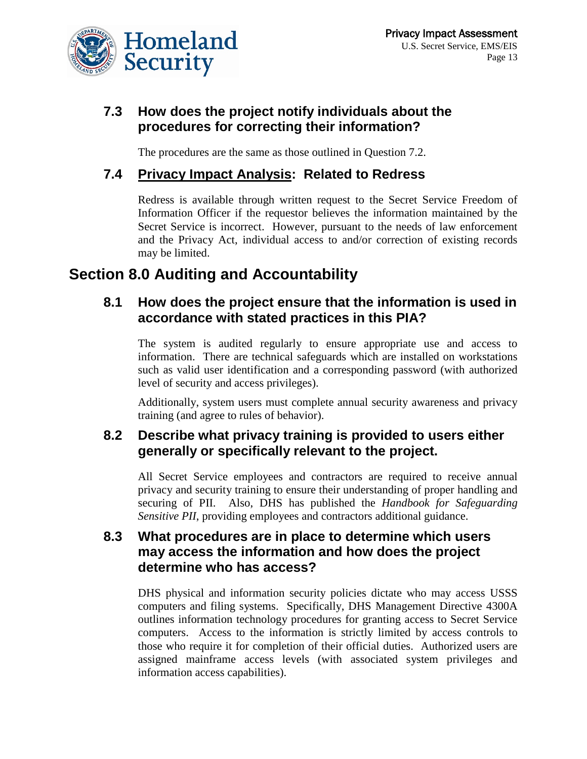### 7.3 How does the project notify individuals about the procedures for correcting their information?

The procedures are the same as those outlined in Question 7.2.

### 7.4 <u>Privacy Impact Analysis</u>: Related to Redress

Redress is available through written request to the Secret Service Freedom of Information Officer if the requestor believes the information maintained by the Secret Service is incorrect. However, pursuant to the needs of law enforcement and the Privacy Act, individual access to and/or correction of existing records may be limited.

## Section 8.0 Auditing and Accountability

### 8.1 How does the project ensure that the information is used in accordance with stated practices in this PIA?

The system is audited regularly to ensure appropriate use and access to information. There are technical safeguards which are installed on workstations such as valid user identification and a corresponding password (with authorized level of security and access privileges).

Additionally, system users must complete annual security awareness and privacy training (and agree to rules of behavior).

### 8.2 Describe what privacy training is provided to users either generally or specifically relevant to the project.

All Secret Service employees and contractors are required to receive annual privacy and security training to ensure their understanding of proper handling and securing of PII. Also, DHS has published the *Handbook for Safeguarding Sensitive PII*, providing employees and contractors additional guidance.

### 8.3 What procedures are in place to determine which users may access the information and how does the project determine who has access?

DHS physical and information security policies dictate who may access USSS computers and filing systems. Specifically, DHS Management Directive 4300A outlines information technology procedures for granting access to Secret Service computers. Access to the information is strictly limited by access controls to those who require it for completion of their official duties. Authorized users are assigned mainframe access levels (with associated system privileges and information access capabilities).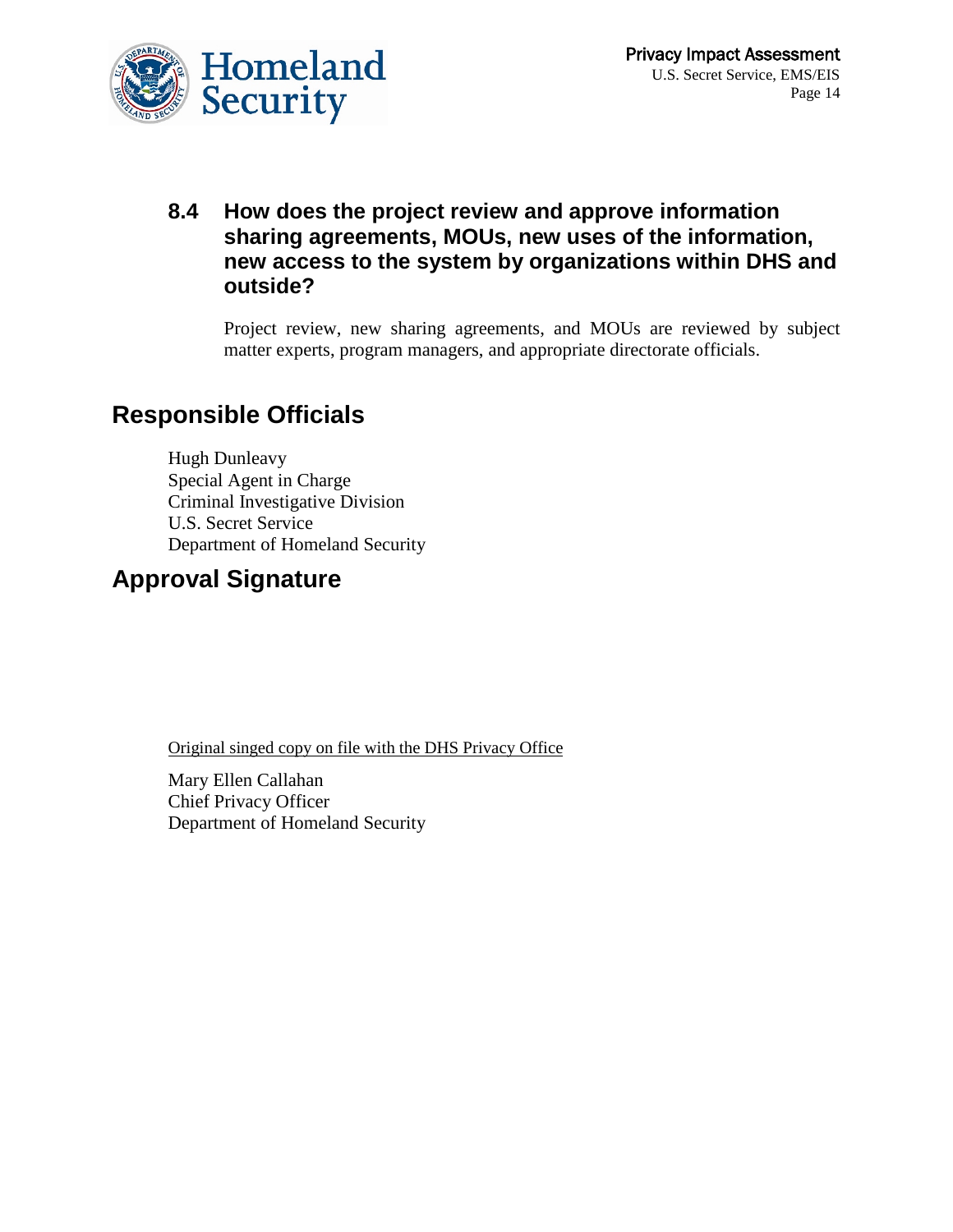### 8.4 How does the project review and approve information sharing agreements, MOUs, new uses of the information, new access to the system by organizations within DHS and outside?

Project review, new sharing agreements, and MOUs are reviewed by subject matter experts, program managers, and appropriate directorate officials.

## Responsible Officials

Hugh Dunleavy
Special Agent in Charge
Criminal Investigative Division
U.S. Secret Service
Department of Homeland Security

## Approval Signature

Original singed copy on file with the DHS Privacy Office

Mary Ellen Callahan
Chief Privacy Officer
Department of Homeland Security